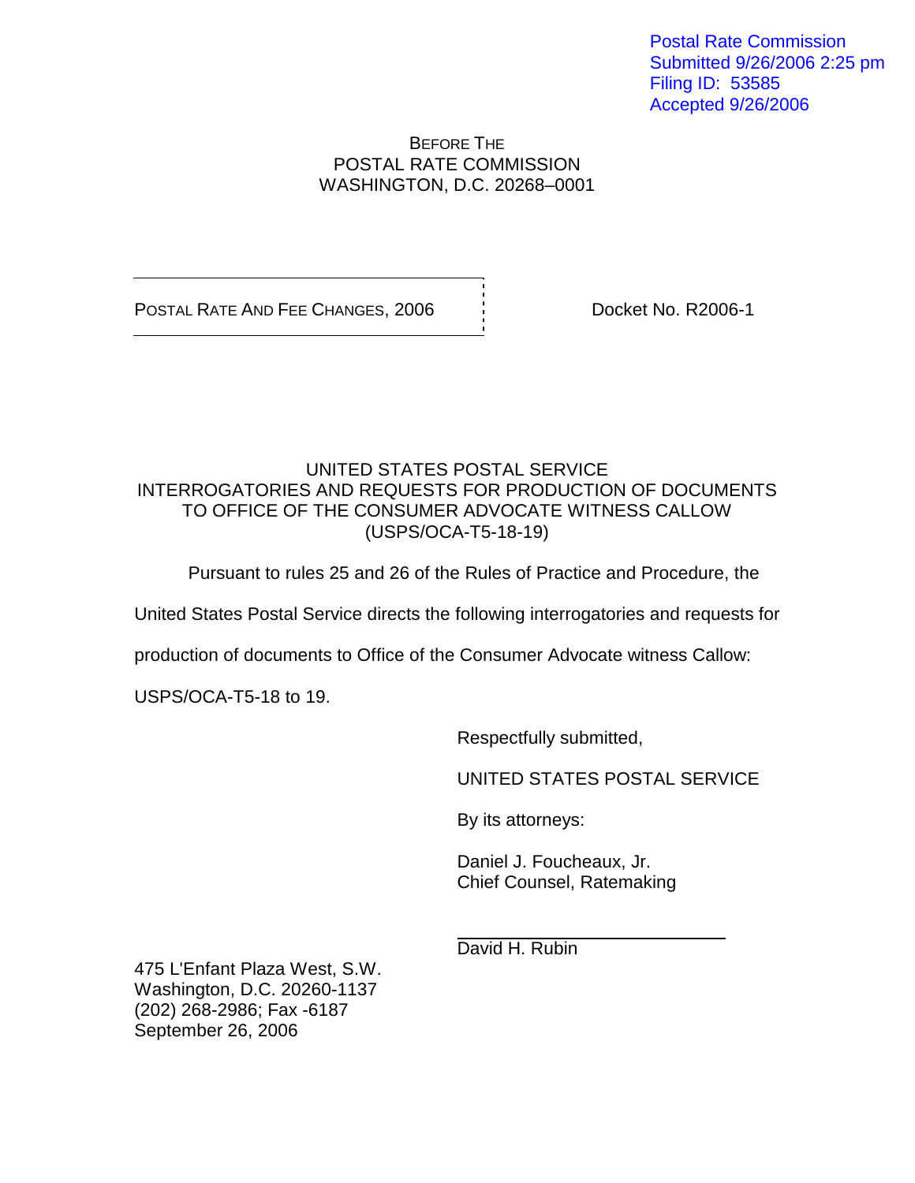Postal Rate Commission
Submitted 9/26/2006 2:25 pm
Filing ID: 53585
Accepted 9/26/2006

BEFORE THE
POSTAL RATE COMMISSION
WASHINGTON, D.C. 20268–0001

| POSTAL RATE AND FEE CHANGES, 2006 | Docket No. R2006-1 |
|---|---|

UNITED STATES POSTAL SERVICE
INTERROGATORIES AND REQUESTS FOR PRODUCTION OF DOCUMENTS
TO OFFICE OF THE CONSUMER ADVOCATE WITNESS CALLOW
(USPS/OCA-T5-18-19)

Pursuant to rules 25 and 26 of the Rules of Practice and Procedure, the United States Postal Service directs the following interrogatories and requests for production of documents to Office of the Consumer Advocate witness Callow: USPS/OCA-T5-18 to 19.

Respectfully submitted,

UNITED STATES POSTAL SERVICE

By its attorneys:

Daniel J. Foucheaux, Jr.
Chief Counsel, Ratemaking

David H. Rubin

475 L'Enfant Plaza West, S.W.
Washington, D.C. 20260-1137
(202) 268-2986; Fax -6187
September 26, 2006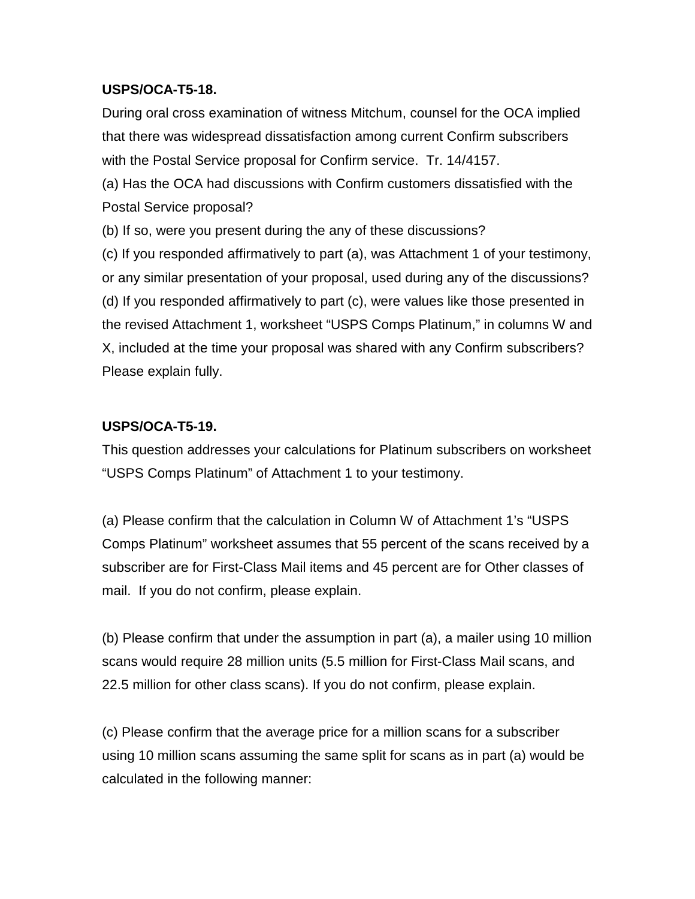**USPS/OCA-T5-18.**

During oral cross examination of witness Mitchum, counsel for the OCA implied that there was widespread dissatisfaction among current Confirm subscribers with the Postal Service proposal for Confirm service. Tr. 14/4157.

(a) Has the OCA had discussions with Confirm customers dissatisfied with the Postal Service proposal?

(b) If so, were you present during the any of these discussions?

(c) If you responded affirmatively to part (a), was Attachment 1 of your testimony, or any similar presentation of your proposal, used during any of the discussions?

(d) If you responded affirmatively to part (c), were values like those presented in the revised Attachment 1, worksheet "USPS Comps Platinum," in columns W and X, included at the time your proposal was shared with any Confirm subscribers? Please explain fully.

**USPS/OCA-T5-19.**

This question addresses your calculations for Platinum subscribers on worksheet "USPS Comps Platinum" of Attachment 1 to your testimony.

(a) Please confirm that the calculation in Column W of Attachment 1's "USPS Comps Platinum" worksheet assumes that 55 percent of the scans received by a subscriber are for First-Class Mail items and 45 percent are for Other classes of mail. If you do not confirm, please explain.

(b) Please confirm that under the assumption in part (a), a mailer using 10 million scans would require 28 million units (5.5 million for First-Class Mail scans, and 22.5 million for other class scans). If you do not confirm, please explain.

(c) Please confirm that the average price for a million scans for a subscriber using 10 million scans assuming the same split for scans as in part (a) would be calculated in the following manner: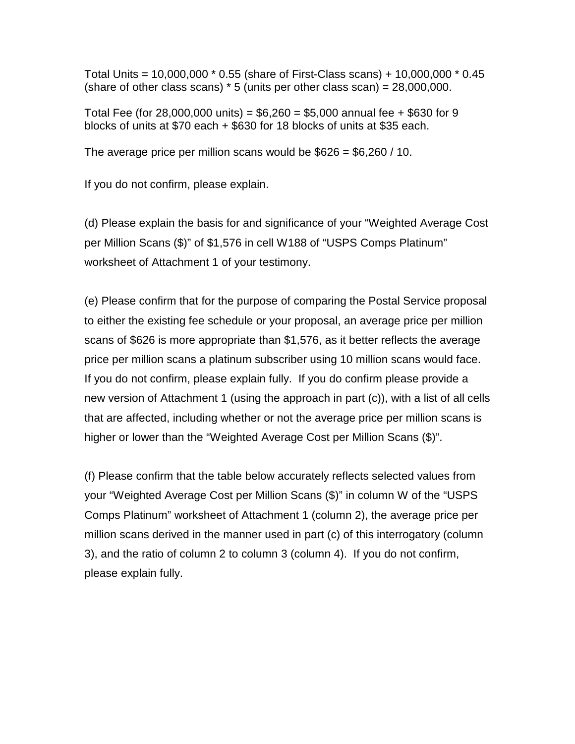Total Units = 10,000,000 * 0.55 (share of First-Class scans) + 10,000,000 * 0.45 (share of other class scans) * 5 (units per other class scan) = 28,000,000.

Total Fee (for 28,000,000 units) = $6,260 = $5,000 annual fee + $630 for 9 blocks of units at $70 each + $630 for 18 blocks of units at $35 each.

The average price per million scans would be $626 = $6,260 / 10.

If you do not confirm, please explain.

(d) Please explain the basis for and significance of your "Weighted Average Cost per Million Scans ($)" of $1,576 in cell W188 of "USPS Comps Platinum" worksheet of Attachment 1 of your testimony.

(e) Please confirm that for the purpose of comparing the Postal Service proposal to either the existing fee schedule or your proposal, an average price per million scans of $626 is more appropriate than $1,576, as it better reflects the average price per million scans a platinum subscriber using 10 million scans would face. If you do not confirm, please explain fully. If you do confirm please provide a new version of Attachment 1 (using the approach in part (c)), with a list of all cells that are affected, including whether or not the average price per million scans is higher or lower than the "Weighted Average Cost per Million Scans ($)".

(f) Please confirm that the table below accurately reflects selected values from your "Weighted Average Cost per Million Scans ($)" in column W of the "USPS Comps Platinum" worksheet of Attachment 1 (column 2), the average price per million scans derived in the manner used in part (c) of this interrogatory (column 3), and the ratio of column 2 to column 3 (column 4). If you do not confirm, please explain fully.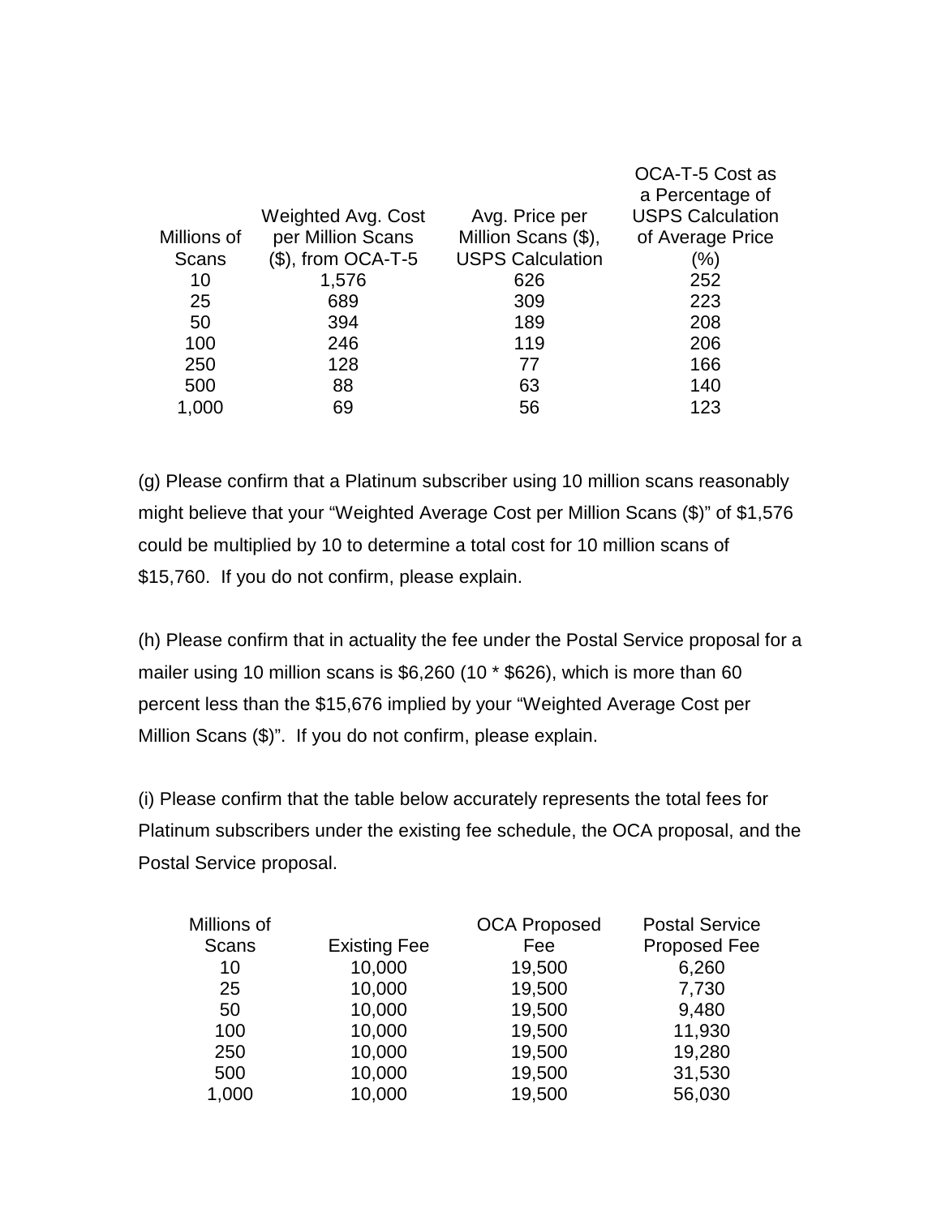| Millions of Scans | Weighted Avg. Cost per Million Scans ($), from OCA-T-5 | Avg. Price per Million Scans ($), USPS Calculation | OCA-T-5 Cost as a Percentage of USPS Calculation of Average Price (%) |
|---|---|---|---|
| 10 | 1,576 | 626 | 252 |
| 25 | 689 | 309 | 223 |
| 50 | 394 | 189 | 208 |
| 100 | 246 | 119 | 206 |
| 250 | 128 | 77 | 166 |
| 500 | 88 | 63 | 140 |
| 1,000 | 69 | 56 | 123 |

(g) Please confirm that a Platinum subscriber using 10 million scans reasonably might believe that your "Weighted Average Cost per Million Scans ($)" of $1,576 could be multiplied by 10 to determine a total cost for 10 million scans of $15,760. If you do not confirm, please explain.

(h) Please confirm that in actuality the fee under the Postal Service proposal for a mailer using 10 million scans is $6,260 (10 * $626), which is more than 60 percent less than the $15,676 implied by your "Weighted Average Cost per Million Scans ($)". If you do not confirm, please explain.

(i) Please confirm that the table below accurately represents the total fees for Platinum subscribers under the existing fee schedule, the OCA proposal, and the Postal Service proposal.

| Millions of Scans | Existing Fee | OCA Proposed Fee | Postal Service Proposed Fee |
|---|---|---|---|
| 10 | 10,000 | 19,500 | 6,260 |
| 25 | 10,000 | 19,500 | 7,730 |
| 50 | 10,000 | 19,500 | 9,480 |
| 100 | 10,000 | 19,500 | 11,930 |
| 250 | 10,000 | 19,500 | 19,280 |
| 500 | 10,000 | 19,500 | 31,530 |
| 1,000 | 10,000 | 19,500 | 56,030 |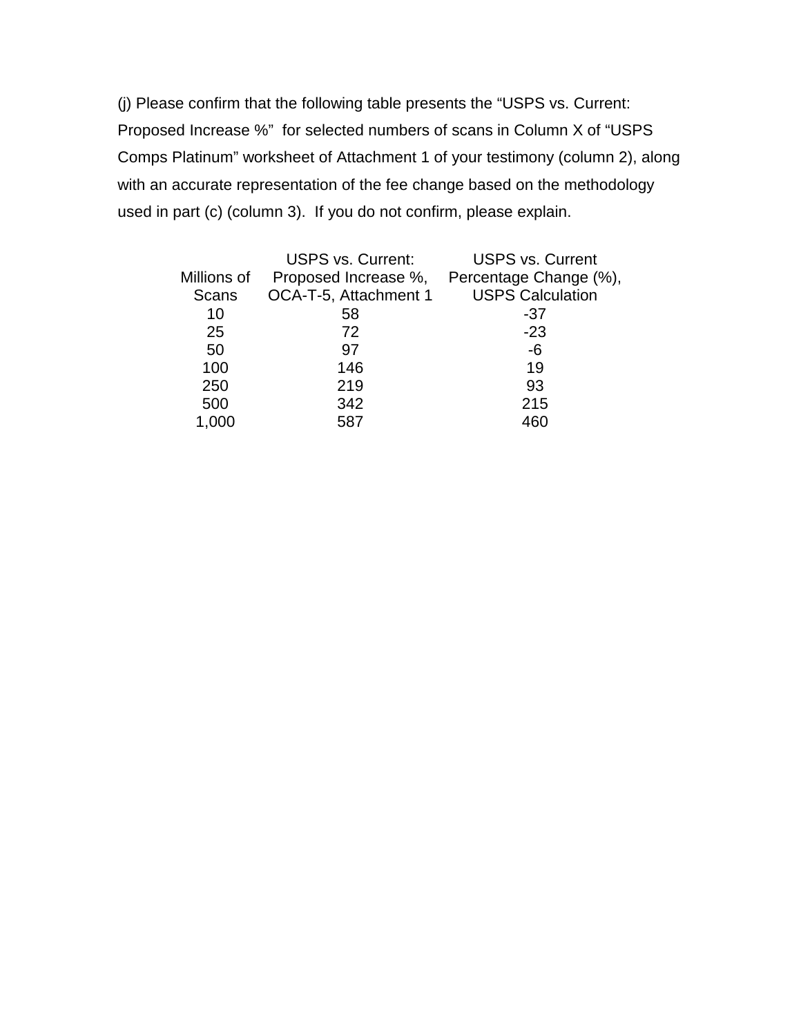(j) Please confirm that the following table presents the "USPS vs. Current: Proposed Increase %" for selected numbers of scans in Column X of "USPS Comps Platinum" worksheet of Attachment 1 of your testimony (column 2), along with an accurate representation of the fee change based on the methodology used in part (c) (column 3). If you do not confirm, please explain.

| Millions of Scans | USPS vs. Current: Proposed Increase %, OCA-T-5, Attachment 1 | USPS vs. Current Percentage Change (%), USPS Calculation |
|---|---|---|
| 10 | 58 | -37 |
| 25 | 72 | -23 |
| 50 | 97 | -6 |
| 100 | 146 | 19 |
| 250 | 219 | 93 |
| 500 | 342 | 215 |
| 1,000 | 587 | 460 |